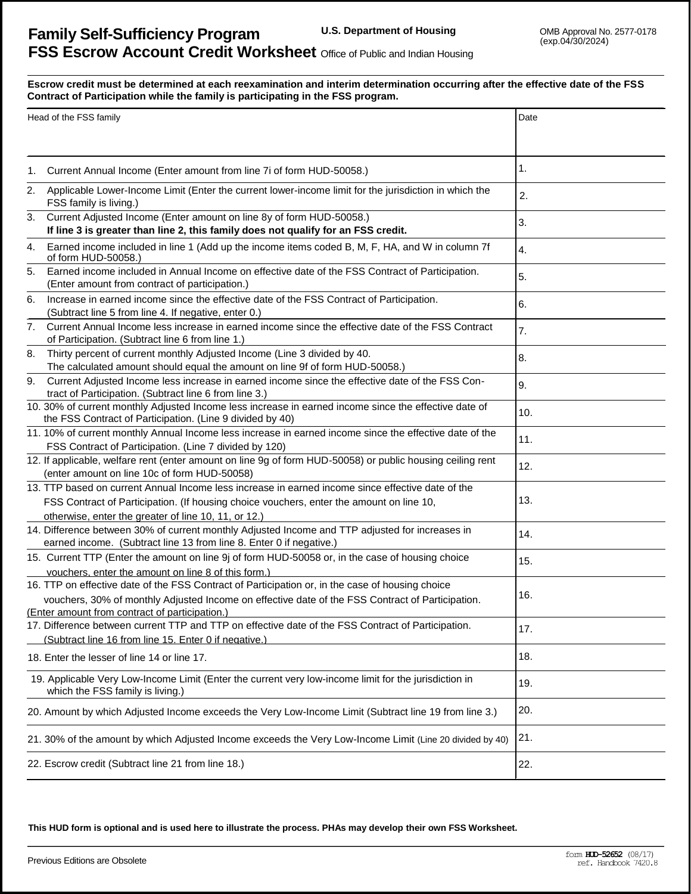# Family Self-Sufficiency Program

# FSS Escrow Account Credit Worksheet

U.S. Department of Housing
Office of Public and Indian Housing

OMB Approval No. 2577-0178
(exp.04/30/2024)

**Escrow credit must be determined at each reexamination and interim determination occurring after the effective date of the FSS Contract of Participation while the family is participating in the FSS program.**

| Head of the FSS family | Date |
|---|---|
| | |
| 1. Current Annual Income (Enter amount from line 7i of form HUD-50058.) | 1. |
| 2. Applicable Lower-Income Limit (Enter the current lower-income limit for the jurisdiction in which the FSS family is living.) | 2. |
| 3. Current Adjusted Income (Enter amount on line 8y of form HUD-50058.) **If line 3 is greater than line 2, this family does not qualify for an FSS credit.** | 3. |
| 4. Earned income included in line 1 (Add up the income items coded B, M, F, HA, and W in column 7f of form HUD-50058.) | 4. |
| 5. Earned income included in Annual Income on effective date of the FSS Contract of Participation. (Enter amount from contract of participation.) | 5. |
| 6. Increase in earned income since the effective date of the FSS Contract of Participation. (Subtract line 5 from line 4. If negative, enter 0.) | 6. |
| 7. Current Annual Income less increase in earned income since the effective date of the FSS Contract of Participation. (Subtract line 6 from line 1.) | 7. |
| 8. Thirty percent of current monthly Adjusted Income (Line 3 divided by 40. The calculated amount should equal the amount on line 9f of form HUD-50058.) | 8. |
| 9. Current Adjusted Income less increase in earned income since the effective date of the FSS Contract of Participation. (Subtract line 6 from line 3.) | 9. |
| 10. 30% of current monthly Adjusted Income less increase in earned income since the effective date of the FSS Contract of Participation. (Line 9 divided by 40) | 10. |
| 11. 10% of current monthly Annual Income less increase in earned income since the effective date of the FSS Contract of Participation. (Line 7 divided by 120) | 11. |
| 12. If applicable, welfare rent (enter amount on line 9g of form HUD-50058) or public housing ceiling rent (enter amount on line 10c of form HUD-50058) | 12. |
| 13. TTP based on current Annual Income less increase in earned income since effective date of the FSS Contract of Participation. (If housing choice vouchers, enter the amount on line 10, otherwise, enter the greater of line 10, 11, or 12.) | 13. |
| 14. Difference between 30% of current monthly Adjusted Income and TTP adjusted for increases in earned income. (Subtract line 13 from line 8. Enter 0 if negative.) | 14. |
| 15. Current TTP (Enter the amount on line 9j of form HUD-50058 or, in the case of housing choice vouchers, enter the amount on line 8 of this form.) | 15. |
| 16. TTP on effective date of the FSS Contract of Participation or, in the case of housing choice vouchers, 30% of monthly Adjusted Income on effective date of the FSS Contract of Participation. (Enter amount from contract of participation.) | 16. |
| 17. Difference between current TTP and TTP on effective date of the FSS Contract of Participation. (Subtract line 16 from line 15. Enter 0 if negative.) | 17. |
| 18. Enter the lesser of line 14 or line 17. | 18. |
| 19. Applicable Very Low-Income Limit (Enter the current very low-income limit for the jurisdiction in which the FSS family is living.) | 19. |
| 20. Amount by which Adjusted Income exceeds the Very Low-Income Limit (Subtract line 19 from line 3.) | 20. |
| 21. 30% of the amount by which Adjusted Income exceeds the Very Low-Income Limit (Line 20 divided by 40) | 21. |
| 22. Escrow credit (Subtract line 21 from line 18.) | 22. |

**This HUD form is optional and is used here to illustrate the process. PHAs may develop their own FSS Worksheet.**

Previous Editions are Obsolete

form **HUD-52652** (08/17)
ref. Handbook 7420.8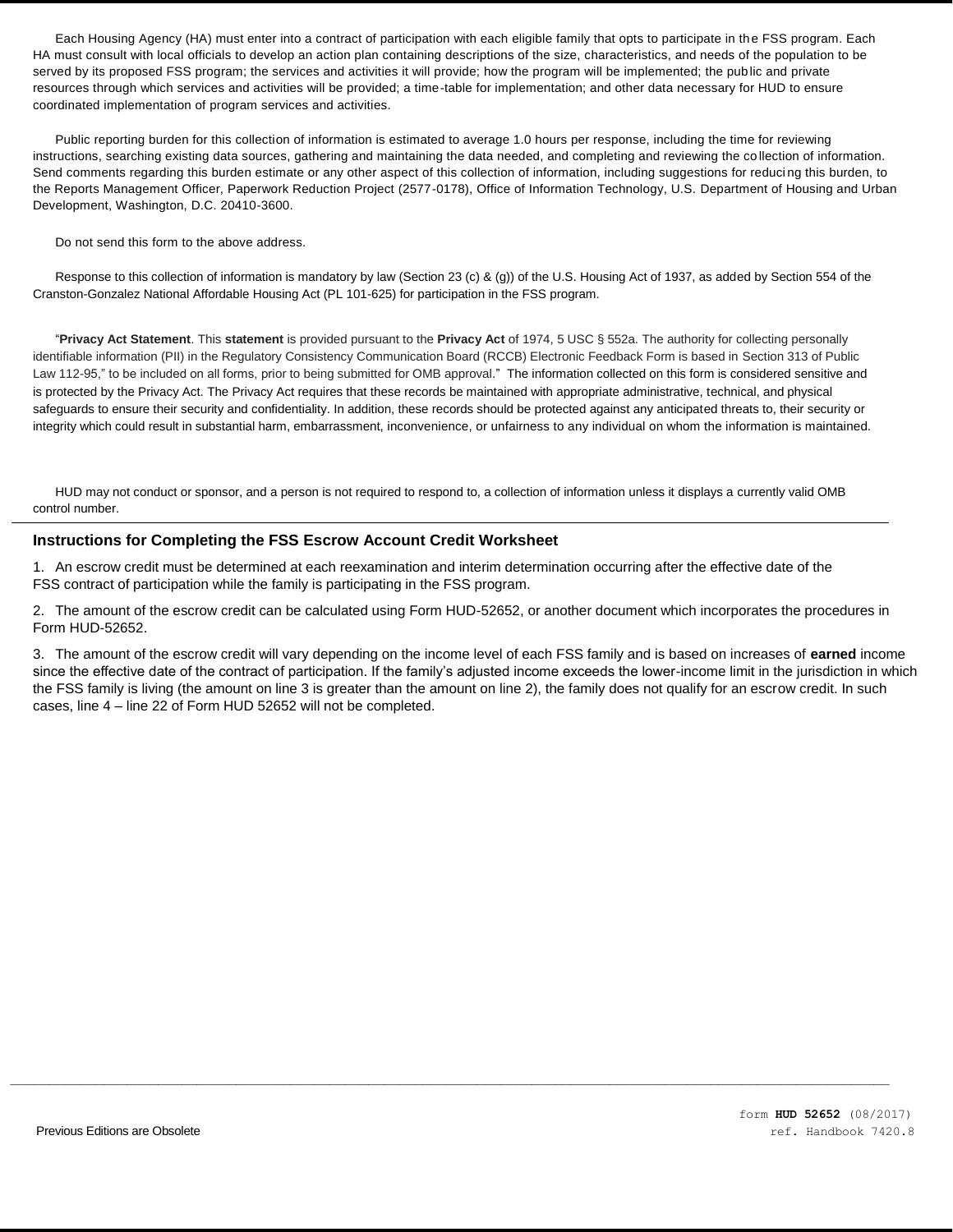Each Housing Agency (HA) must enter into a contract of participation with each eligible family that opts to participate in the FSS program. Each HA must consult with local officials to develop an action plan containing descriptions of the size, characteristics, and needs of the population to be served by its proposed FSS program; the services and activities it will provide; how the program will be implemented; the public and private resources through which services and activities will be provided; a time-table for implementation; and other data necessary for HUD to ensure coordinated implementation of program services and activities.

Public reporting burden for this collection of information is estimated to average 1.0 hours per response, including the time for reviewing instructions, searching existing data sources, gathering and maintaining the data needed, and completing and reviewing the collection of information. Send comments regarding this burden estimate or any other aspect of this collection of information, including suggestions for reducing this burden, to the Reports Management Officer, Paperwork Reduction Project (2577-0178), Office of Information Technology, U.S. Department of Housing and Urban Development, Washington, D.C. 20410-3600.

Do not send this form to the above address.

Response to this collection of information is mandatory by law (Section 23 (c) & (g)) of the U.S. Housing Act of 1937, as added by Section 554 of the Cranston-Gonzalez National Affordable Housing Act (PL 101-625) for participation in the FSS program.

"**Privacy Act Statement**. This **statement** is provided pursuant to the **Privacy Act** of 1974, 5 USC § 552a. The authority for collecting personally identifiable information (PII) in the Regulatory Consistency Communication Board (RCCB) Electronic Feedback Form is based in Section 313 of Public Law 112-95," to be included on all forms, prior to being submitted for OMB approval." The information collected on this form is considered sensitive and is protected by the Privacy Act. The Privacy Act requires that these records be maintained with appropriate administrative, technical, and physical safeguards to ensure their security and confidentiality. In addition, these records should be protected against any anticipated threats to, their security or integrity which could result in substantial harm, embarrassment, inconvenience, or unfairness to any individual on whom the information is maintained.

HUD may not conduct or sponsor, and a person is not required to respond to, a collection of information unless it displays a currently valid OMB control number.

### Instructions for Completing the FSS Escrow Account Credit Worksheet

1. An escrow credit must be determined at each reexamination and interim determination occurring after the effective date of the FSS contract of participation while the family is participating in the FSS program.

2. The amount of the escrow credit can be calculated using Form HUD-52652, or another document which incorporates the procedures in Form HUD-52652.

3. The amount of the escrow credit will vary depending on the income level of each FSS family and is based on increases of **earned** income since the effective date of the contract of participation. If the family's adjusted income exceeds the lower-income limit in the jurisdiction in which the FSS family is living (the amount on line 3 is greater than the amount on line 2), the family does not qualify for an escrow credit. In such cases, line 4 – line 22 of Form HUD 52652 will not be completed.

Previous Editions are Obsolete

form **HUD 52652** (08/2017)
ref. Handbook 7420.8